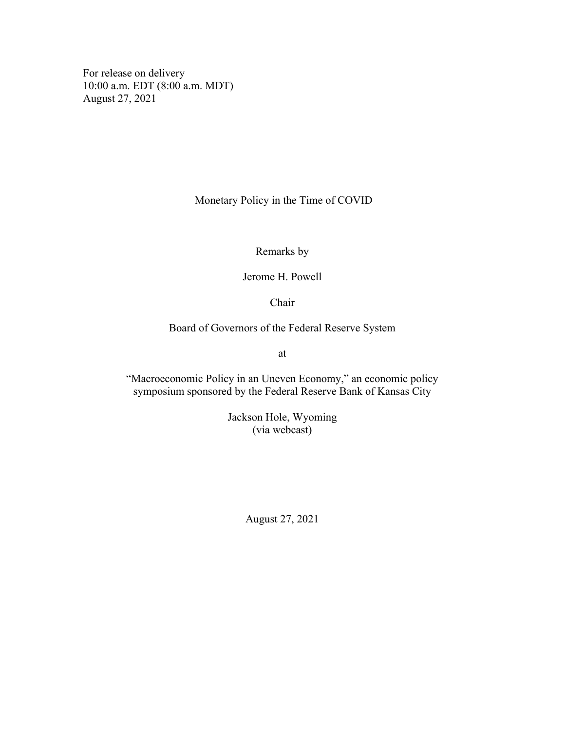For release on delivery
10:00 a.m. EDT (8:00 a.m. MDT)
August 27, 2021

# Monetary Policy in the Time of COVID

Remarks by

Jerome H. Powell

Chair

Board of Governors of the Federal Reserve System

at

"Macroeconomic Policy in an Uneven Economy," an economic policy symposium sponsored by the Federal Reserve Bank of Kansas City

Jackson Hole, Wyoming
(via webcast)

August 27, 2021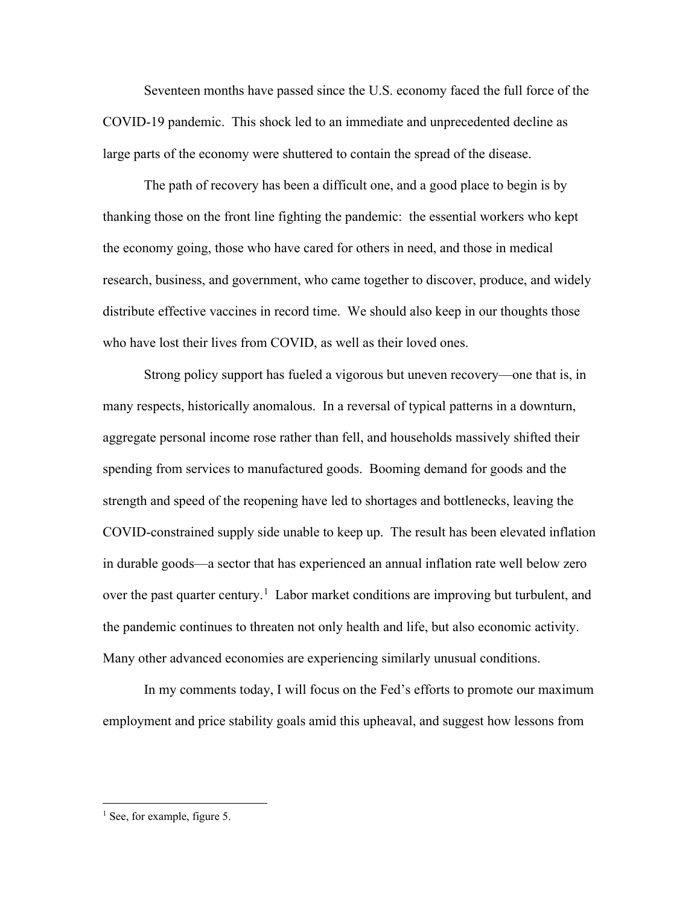Seventeen months have passed since the U.S. economy faced the full force of the COVID-19 pandemic. This shock led to an immediate and unprecedented decline as large parts of the economy were shuttered to contain the spread of the disease.

The path of recovery has been a difficult one, and a good place to begin is by thanking those on the front line fighting the pandemic: the essential workers who kept the economy going, those who have cared for others in need, and those in medical research, business, and government, who came together to discover, produce, and widely distribute effective vaccines in record time. We should also keep in our thoughts those who have lost their lives from COVID, as well as their loved ones.

Strong policy support has fueled a vigorous but uneven recovery—one that is, in many respects, historically anomalous. In a reversal of typical patterns in a downturn, aggregate personal income rose rather than fell, and households massively shifted their spending from services to manufactured goods. Booming demand for goods and the strength and speed of the reopening have led to shortages and bottlenecks, leaving the COVID-constrained supply side unable to keep up. The result has been elevated inflation in durable goods—a sector that has experienced an annual inflation rate well below zero over the past quarter century.[1] Labor market conditions are improving but turbulent, and the pandemic continues to threaten not only health and life, but also economic activity. Many other advanced economies are experiencing similarly unusual conditions.

In my comments today, I will focus on the Fed's efforts to promote our maximum employment and price stability goals amid this upheaval, and suggest how lessons from

---

[1] See, for example, figure 5.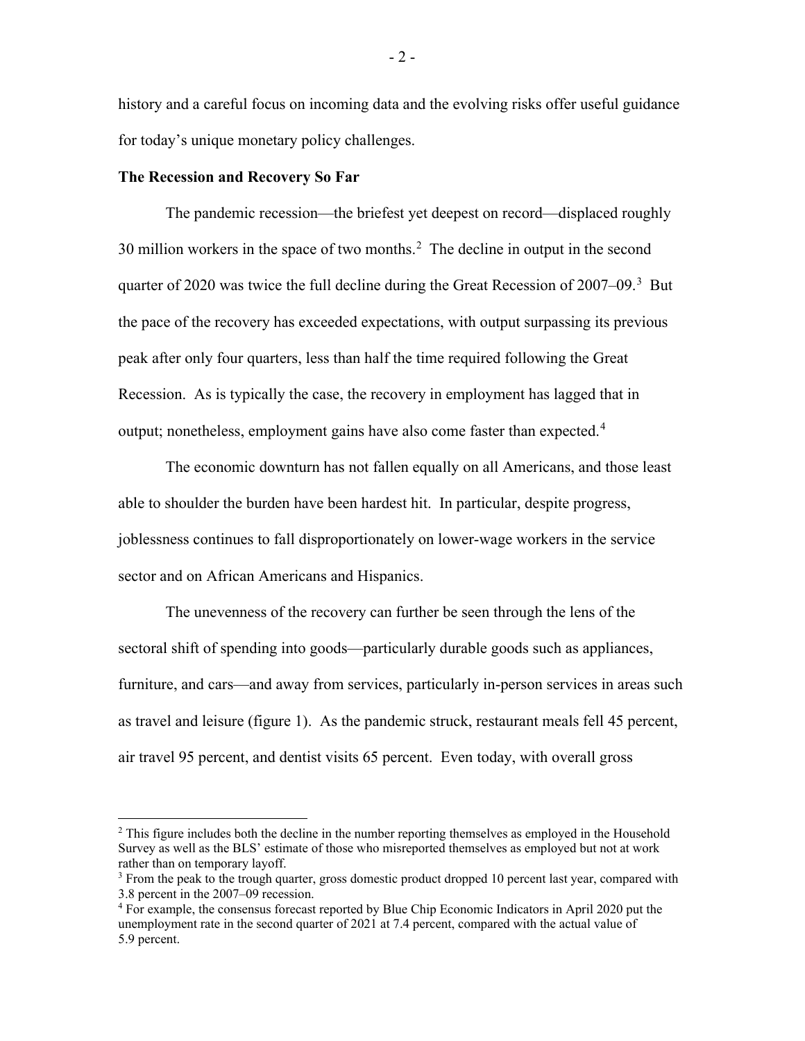history and a careful focus on incoming data and the evolving risks offer useful guidance for today's unique monetary policy challenges.

**The Recession and Recovery So Far**

The pandemic recession—the briefest yet deepest on record—displaced roughly 30 million workers in the space of two months.[2] The decline in output in the second quarter of 2020 was twice the full decline during the Great Recession of 2007–09.[3] But the pace of the recovery has exceeded expectations, with output surpassing its previous peak after only four quarters, less than half the time required following the Great Recession. As is typically the case, the recovery in employment has lagged that in output; nonetheless, employment gains have also come faster than expected.[4]

The economic downturn has not fallen equally on all Americans, and those least able to shoulder the burden have been hardest hit. In particular, despite progress, joblessness continues to fall disproportionately on lower-wage workers in the service sector and on African Americans and Hispanics.

The unevenness of the recovery can further be seen through the lens of the sectoral shift of spending into goods—particularly durable goods such as appliances, furniture, and cars—and away from services, particularly in-person services in areas such as travel and leisure (figure 1). As the pandemic struck, restaurant meals fell 45 percent, air travel 95 percent, and dentist visits 65 percent. Even today, with overall gross

---

[2] This figure includes both the decline in the number reporting themselves as employed in the Household Survey as well as the BLS' estimate of those who misreported themselves as employed but not at work rather than on temporary layoff.

[3] From the peak to the trough quarter, gross domestic product dropped 10 percent last year, compared with 3.8 percent in the 2007–09 recession.

[4] For example, the consensus forecast reported by Blue Chip Economic Indicators in April 2020 put the unemployment rate in the second quarter of 2021 at 7.4 percent, compared with the actual value of 5.9 percent.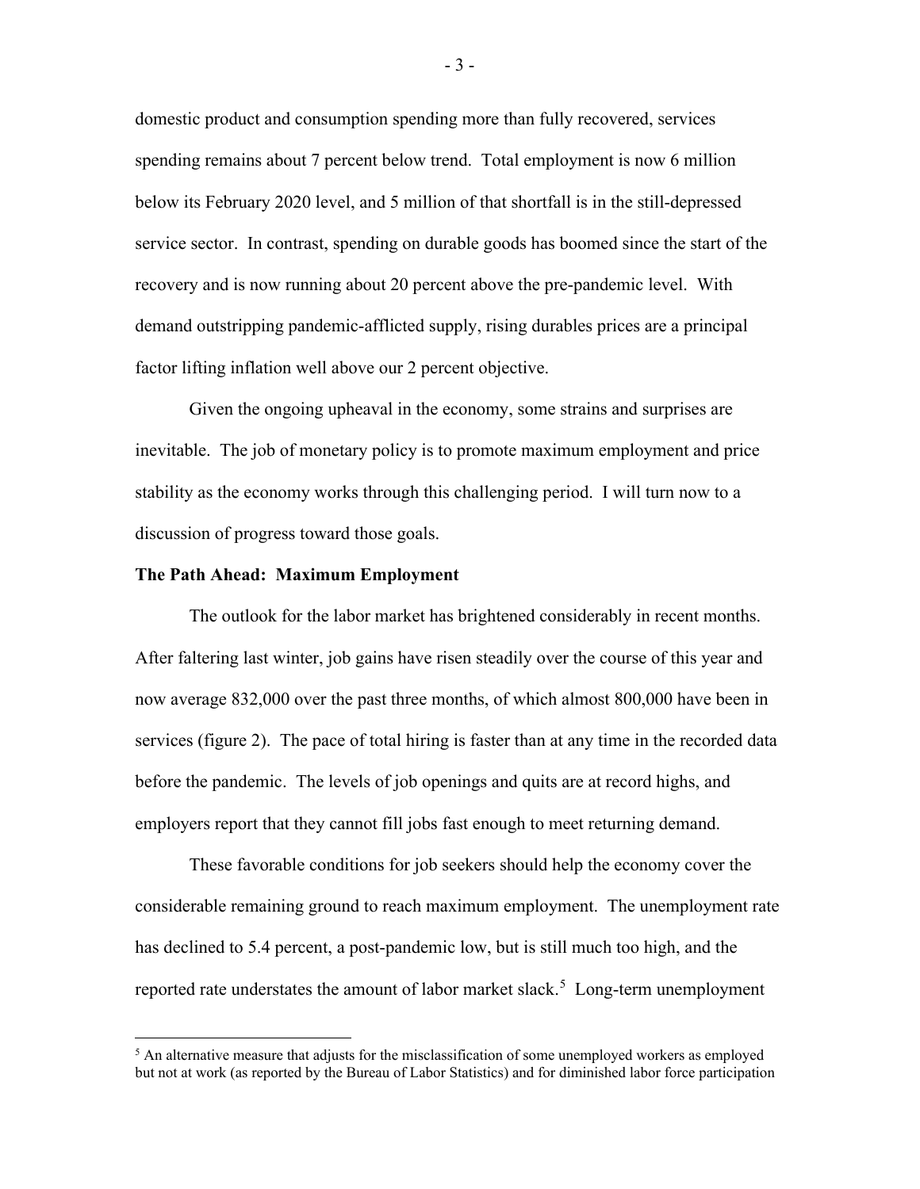domestic product and consumption spending more than fully recovered, services spending remains about 7 percent below trend. Total employment is now 6 million below its February 2020 level, and 5 million of that shortfall is in the still-depressed service sector. In contrast, spending on durable goods has boomed since the start of the recovery and is now running about 20 percent above the pre-pandemic level. With demand outstripping pandemic-afflicted supply, rising durables prices are a principal factor lifting inflation well above our 2 percent objective.

Given the ongoing upheaval in the economy, some strains and surprises are inevitable. The job of monetary policy is to promote maximum employment and price stability as the economy works through this challenging period. I will turn now to a discussion of progress toward those goals.

**The Path Ahead: Maximum Employment**

The outlook for the labor market has brightened considerably in recent months. After faltering last winter, job gains have risen steadily over the course of this year and now average 832,000 over the past three months, of which almost 800,000 have been in services (figure 2). The pace of total hiring is faster than at any time in the recorded data before the pandemic. The levels of job openings and quits are at record highs, and employers report that they cannot fill jobs fast enough to meet returning demand.

These favorable conditions for job seekers should help the economy cover the considerable remaining ground to reach maximum employment. The unemployment rate has declined to 5.4 percent, a post-pandemic low, but is still much too high, and the reported rate understates the amount of labor market slack.[5] Long-term unemployment

[5] An alternative measure that adjusts for the misclassification of some unemployed workers as employed but not at work (as reported by the Bureau of Labor Statistics) and for diminished labor force participation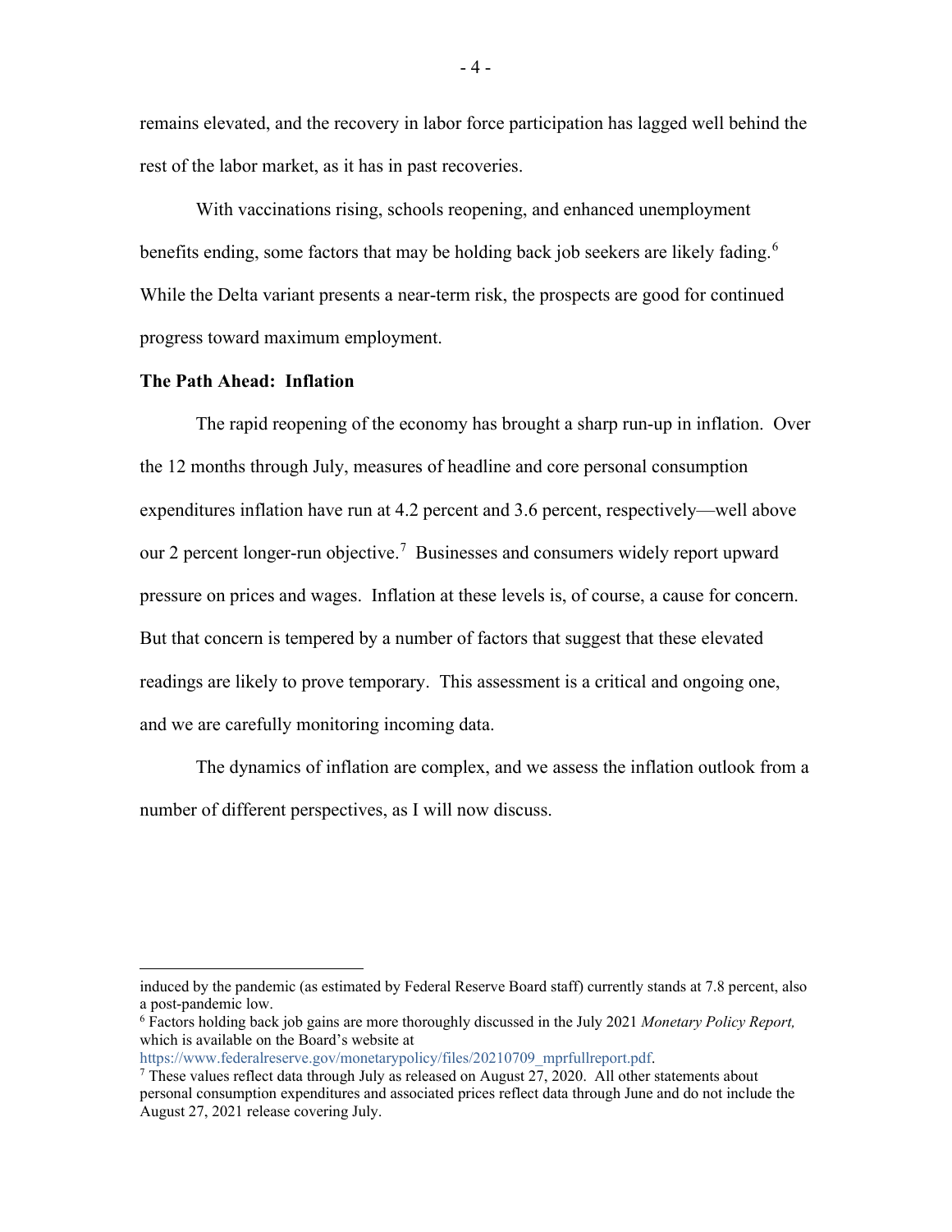remains elevated, and the recovery in labor force participation has lagged well behind the rest of the labor market, as it has in past recoveries.

With vaccinations rising, schools reopening, and enhanced unemployment benefits ending, some factors that may be holding back job seekers are likely fading.[6] While the Delta variant presents a near-term risk, the prospects are good for continued progress toward maximum employment.

**The Path Ahead: Inflation**

The rapid reopening of the economy has brought a sharp run-up in inflation. Over the 12 months through July, measures of headline and core personal consumption expenditures inflation have run at 4.2 percent and 3.6 percent, respectively—well above our 2 percent longer-run objective.[7] Businesses and consumers widely report upward pressure on prices and wages. Inflation at these levels is, of course, a cause for concern. But that concern is tempered by a number of factors that suggest that these elevated readings are likely to prove temporary. This assessment is a critical and ongoing one, and we are carefully monitoring incoming data.

The dynamics of inflation are complex, and we assess the inflation outlook from a number of different perspectives, as I will now discuss.

---

induced by the pandemic (as estimated by Federal Reserve Board staff) currently stands at 7.8 percent, also a post-pandemic low.

[6] Factors holding back job gains are more thoroughly discussed in the July 2021 *Monetary Policy Report,* which is available on the Board's website at https://www.federalreserve.gov/monetarypolicy/files/20210709_mprfullreport.pdf.

[7] These values reflect data through July as released on August 27, 2020. All other statements about personal consumption expenditures and associated prices reflect data through June and do not include the August 27, 2021 release covering July.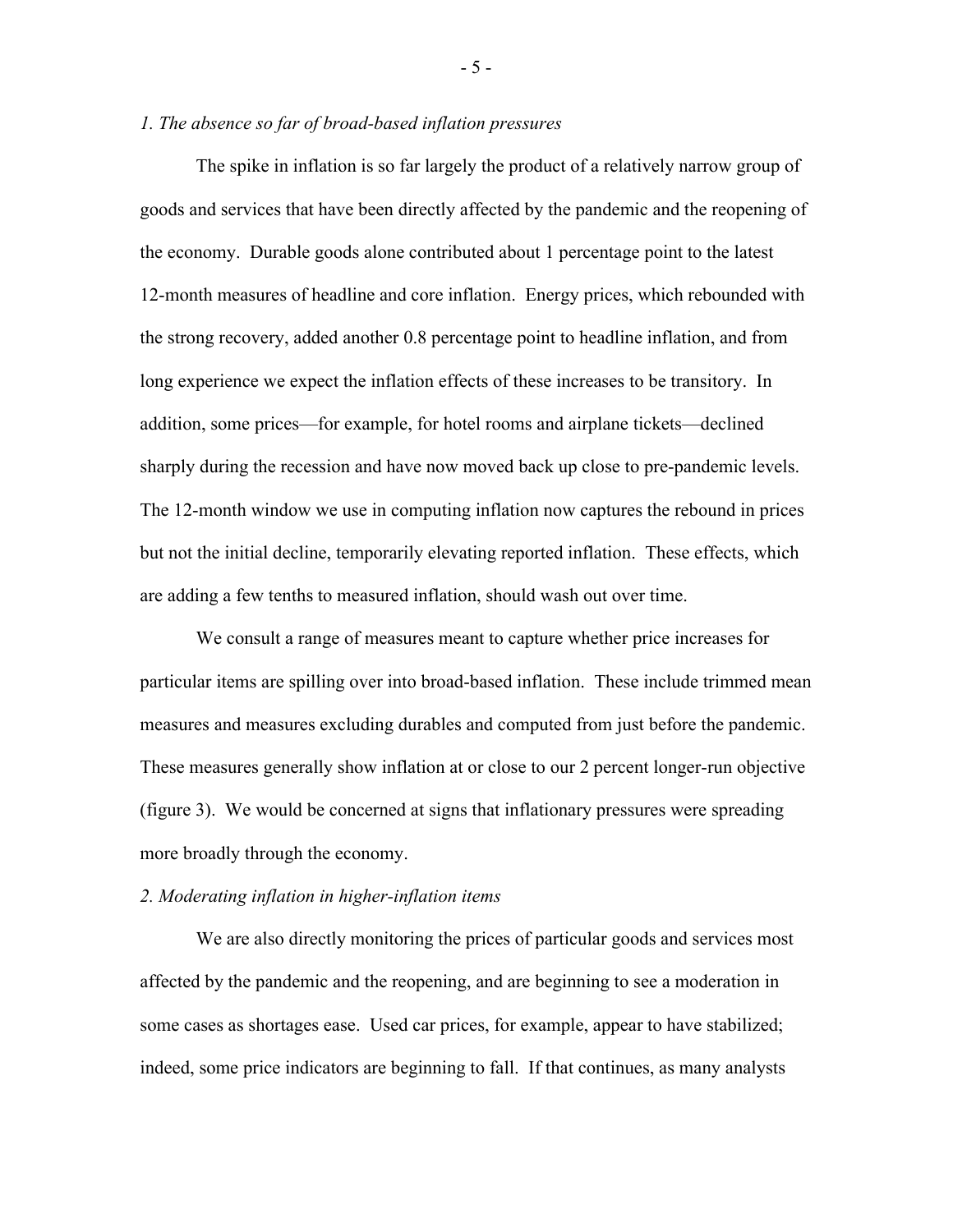*1. The absence so far of broad-based inflation pressures*

The spike in inflation is so far largely the product of a relatively narrow group of goods and services that have been directly affected by the pandemic and the reopening of the economy. Durable goods alone contributed about 1 percentage point to the latest 12-month measures of headline and core inflation. Energy prices, which rebounded with the strong recovery, added another 0.8 percentage point to headline inflation, and from long experience we expect the inflation effects of these increases to be transitory. In addition, some prices—for example, for hotel rooms and airplane tickets—declined sharply during the recession and have now moved back up close to pre-pandemic levels. The 12-month window we use in computing inflation now captures the rebound in prices but not the initial decline, temporarily elevating reported inflation. These effects, which are adding a few tenths to measured inflation, should wash out over time.

We consult a range of measures meant to capture whether price increases for particular items are spilling over into broad-based inflation. These include trimmed mean measures and measures excluding durables and computed from just before the pandemic. These measures generally show inflation at or close to our 2 percent longer-run objective (figure 3). We would be concerned at signs that inflationary pressures were spreading more broadly through the economy.

*2. Moderating inflation in higher-inflation items*

We are also directly monitoring the prices of particular goods and services most affected by the pandemic and the reopening, and are beginning to see a moderation in some cases as shortages ease. Used car prices, for example, appear to have stabilized; indeed, some price indicators are beginning to fall. If that continues, as many analysts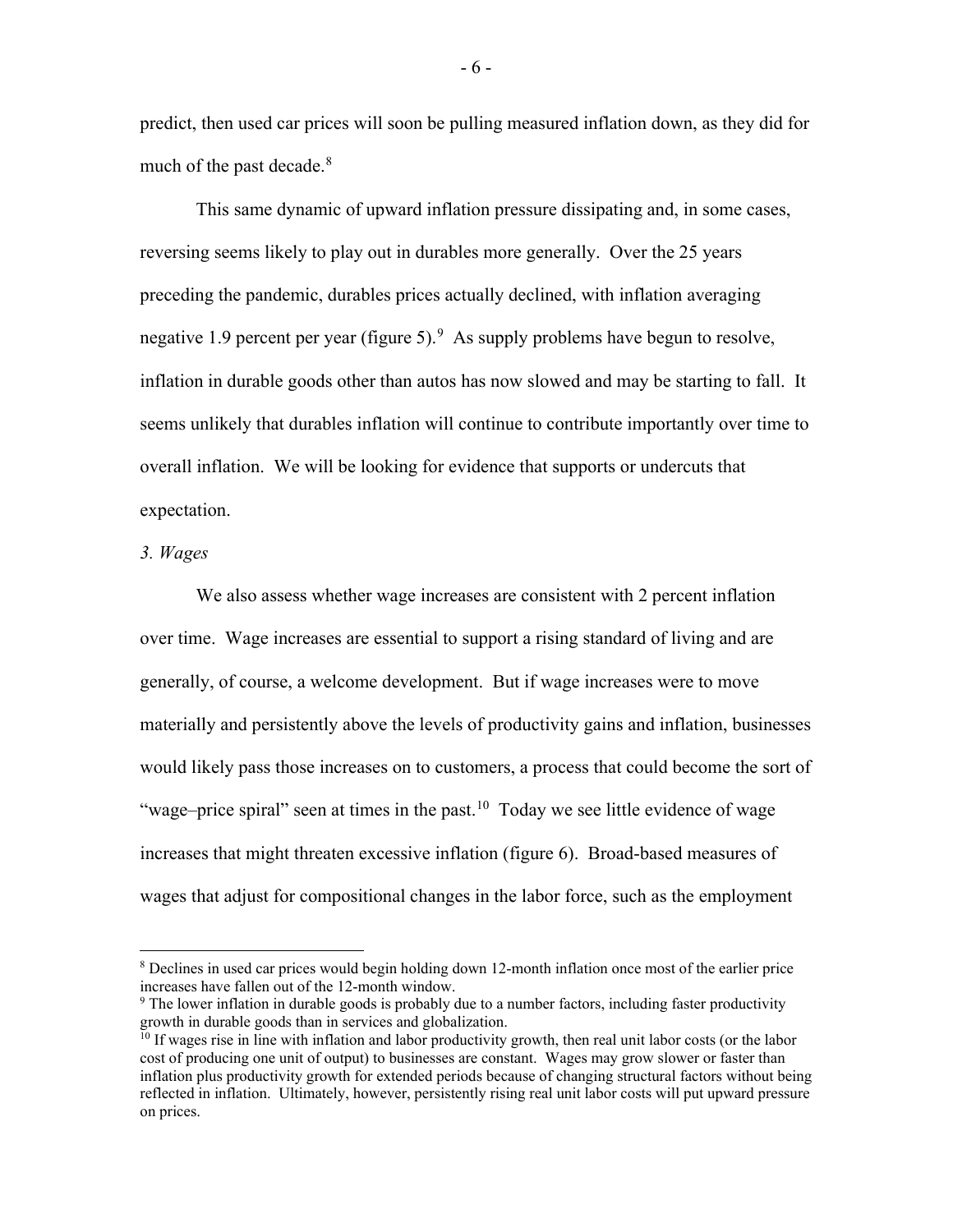predict, then used car prices will soon be pulling measured inflation down, as they did for much of the past decade.[8]

This same dynamic of upward inflation pressure dissipating and, in some cases, reversing seems likely to play out in durables more generally. Over the 25 years preceding the pandemic, durables prices actually declined, with inflation averaging negative 1.9 percent per year (figure 5).[9] As supply problems have begun to resolve, inflation in durable goods other than autos has now slowed and may be starting to fall. It seems unlikely that durables inflation will continue to contribute importantly over time to overall inflation. We will be looking for evidence that supports or undercuts that expectation.

*3. Wages*

We also assess whether wage increases are consistent with 2 percent inflation over time. Wage increases are essential to support a rising standard of living and are generally, of course, a welcome development. But if wage increases were to move materially and persistently above the levels of productivity gains and inflation, businesses would likely pass those increases on to customers, a process that could become the sort of "wage–price spiral" seen at times in the past.[10] Today we see little evidence of wage increases that might threaten excessive inflation (figure 6). Broad-based measures of wages that adjust for compositional changes in the labor force, such as the employment

---

[8] Declines in used car prices would begin holding down 12-month inflation once most of the earlier price increases have fallen out of the 12-month window.

[9] The lower inflation in durable goods is probably due to a number factors, including faster productivity growth in durable goods than in services and globalization.

[10] If wages rise in line with inflation and labor productivity growth, then real unit labor costs (or the labor cost of producing one unit of output) to businesses are constant. Wages may grow slower or faster than inflation plus productivity growth for extended periods because of changing structural factors without being reflected in inflation. Ultimately, however, persistently rising real unit labor costs will put upward pressure on prices.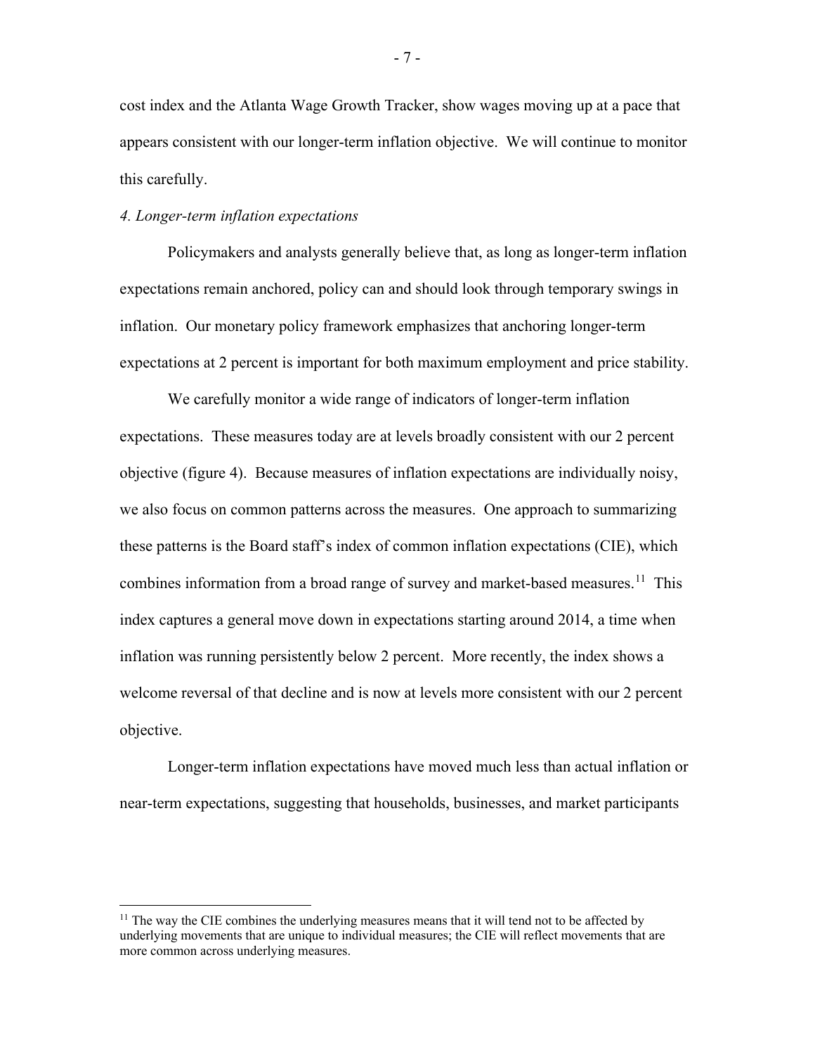cost index and the Atlanta Wage Growth Tracker, show wages moving up at a pace that appears consistent with our longer-term inflation objective. We will continue to monitor this carefully.

*4. Longer-term inflation expectations*

Policymakers and analysts generally believe that, as long as longer-term inflation expectations remain anchored, policy can and should look through temporary swings in inflation. Our monetary policy framework emphasizes that anchoring longer-term expectations at 2 percent is important for both maximum employment and price stability.

We carefully monitor a wide range of indicators of longer-term inflation expectations. These measures today are at levels broadly consistent with our 2 percent objective (figure 4). Because measures of inflation expectations are individually noisy, we also focus on common patterns across the measures. One approach to summarizing these patterns is the Board staff's index of common inflation expectations (CIE), which combines information from a broad range of survey and market-based measures.[11] This index captures a general move down in expectations starting around 2014, a time when inflation was running persistently below 2 percent. More recently, the index shows a welcome reversal of that decline and is now at levels more consistent with our 2 percent objective.

Longer-term inflation expectations have moved much less than actual inflation or near-term expectations, suggesting that households, businesses, and market participants

---

[11] The way the CIE combines the underlying measures means that it will tend not to be affected by underlying movements that are unique to individual measures; the CIE will reflect movements that are more common across underlying measures.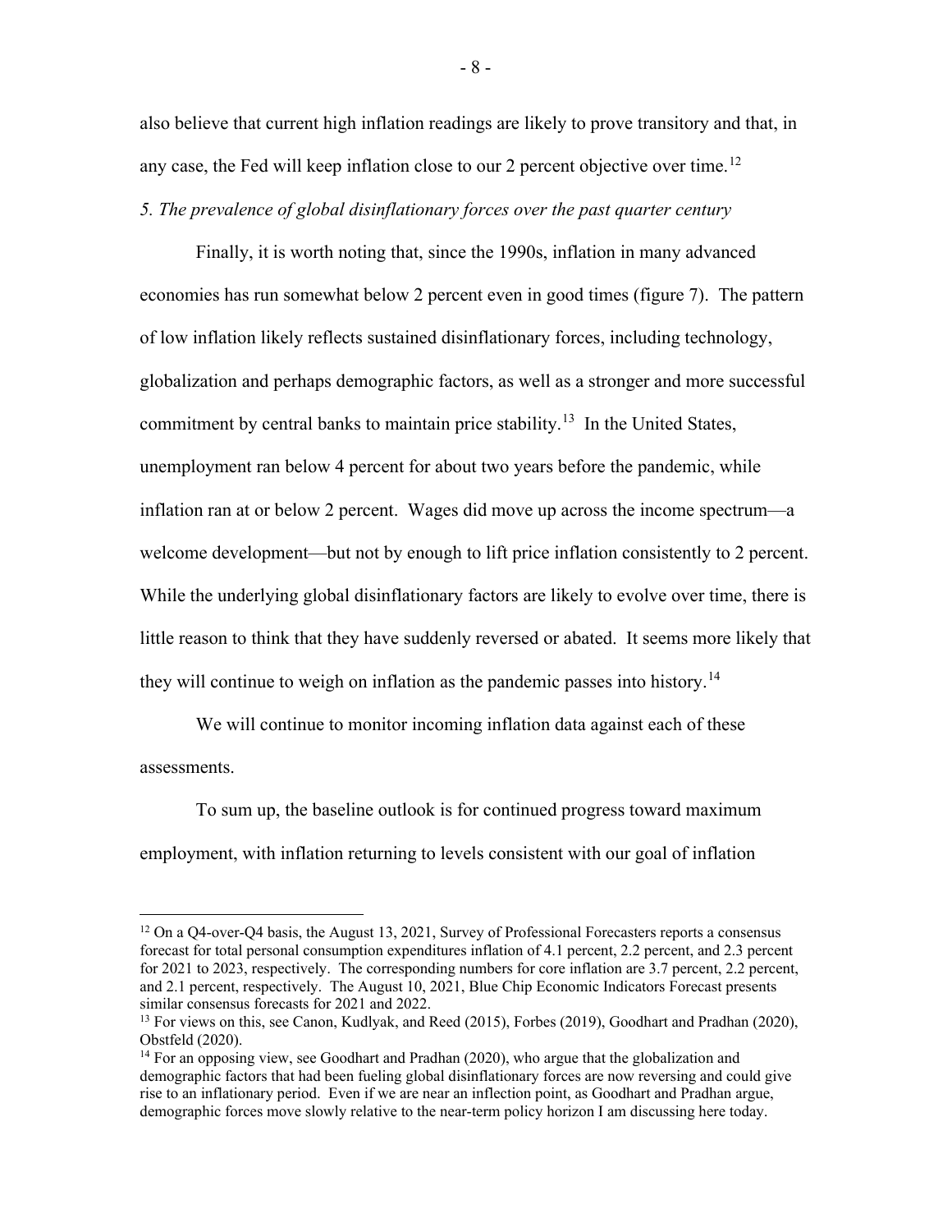also believe that current high inflation readings are likely to prove transitory and that, in any case, the Fed will keep inflation close to our 2 percent objective over time.[12]

*5. The prevalence of global disinflationary forces over the past quarter century*

Finally, it is worth noting that, since the 1990s, inflation in many advanced economies has run somewhat below 2 percent even in good times (figure 7). The pattern of low inflation likely reflects sustained disinflationary forces, including technology, globalization and perhaps demographic factors, as well as a stronger and more successful commitment by central banks to maintain price stability.[13] In the United States, unemployment ran below 4 percent for about two years before the pandemic, while inflation ran at or below 2 percent. Wages did move up across the income spectrum—a welcome development—but not by enough to lift price inflation consistently to 2 percent. While the underlying global disinflationary factors are likely to evolve over time, there is little reason to think that they have suddenly reversed or abated. It seems more likely that they will continue to weigh on inflation as the pandemic passes into history.[14]

We will continue to monitor incoming inflation data against each of these assessments.

To sum up, the baseline outlook is for continued progress toward maximum employment, with inflation returning to levels consistent with our goal of inflation

---

[12] On a Q4-over-Q4 basis, the August 13, 2021, Survey of Professional Forecasters reports a consensus forecast for total personal consumption expenditures inflation of 4.1 percent, 2.2 percent, and 2.3 percent for 2021 to 2023, respectively. The corresponding numbers for core inflation are 3.7 percent, 2.2 percent, and 2.1 percent, respectively. The August 10, 2021, Blue Chip Economic Indicators Forecast presents similar consensus forecasts for 2021 and 2022.

[13] For views on this, see Canon, Kudlyak, and Reed (2015), Forbes (2019), Goodhart and Pradhan (2020), Obstfeld (2020).

[14] For an opposing view, see Goodhart and Pradhan (2020), who argue that the globalization and demographic factors that had been fueling global disinflationary forces are now reversing and could give rise to an inflationary period. Even if we are near an inflection point, as Goodhart and Pradhan argue, demographic forces move slowly relative to the near-term policy horizon I am discussing here today.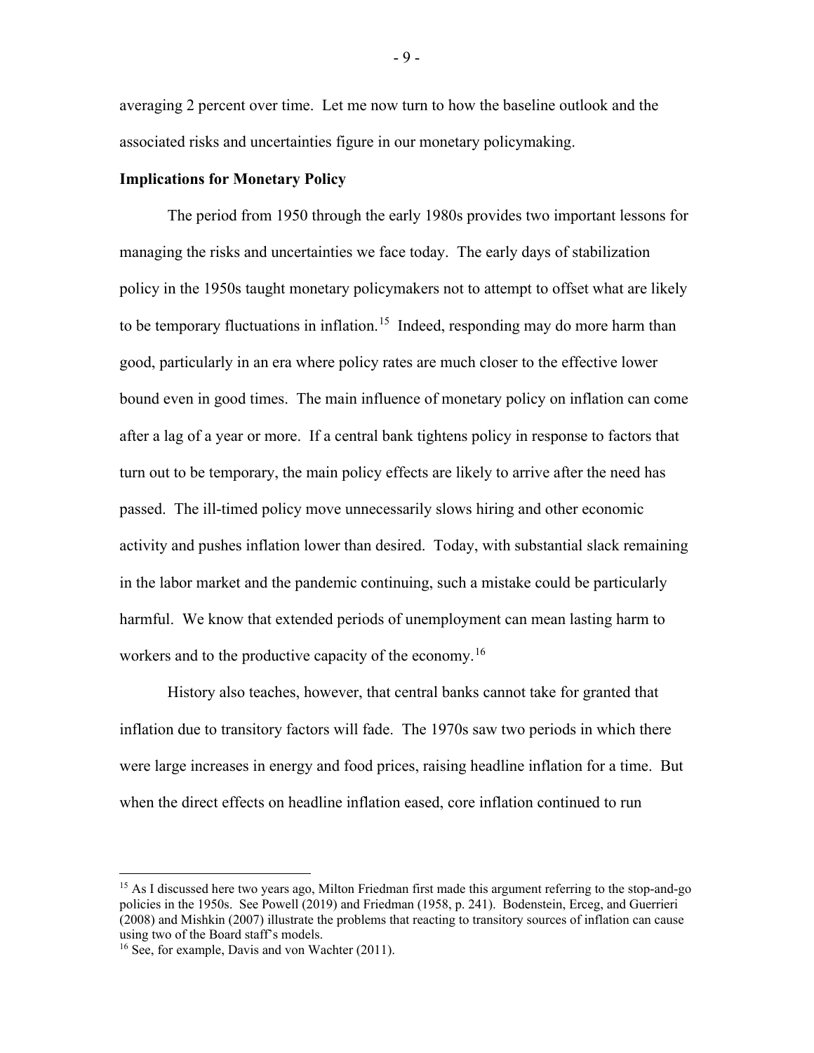averaging 2 percent over time. Let me now turn to how the baseline outlook and the associated risks and uncertainties figure in our monetary policymaking.

**Implications for Monetary Policy**

The period from 1950 through the early 1980s provides two important lessons for managing the risks and uncertainties we face today. The early days of stabilization policy in the 1950s taught monetary policymakers not to attempt to offset what are likely to be temporary fluctuations in inflation.[15] Indeed, responding may do more harm than good, particularly in an era where policy rates are much closer to the effective lower bound even in good times. The main influence of monetary policy on inflation can come after a lag of a year or more. If a central bank tightens policy in response to factors that turn out to be temporary, the main policy effects are likely to arrive after the need has passed. The ill-timed policy move unnecessarily slows hiring and other economic activity and pushes inflation lower than desired. Today, with substantial slack remaining in the labor market and the pandemic continuing, such a mistake could be particularly harmful. We know that extended periods of unemployment can mean lasting harm to workers and to the productive capacity of the economy.[16]

History also teaches, however, that central banks cannot take for granted that inflation due to transitory factors will fade. The 1970s saw two periods in which there were large increases in energy and food prices, raising headline inflation for a time. But when the direct effects on headline inflation eased, core inflation continued to run

---

[15] As I discussed here two years ago, Milton Friedman first made this argument referring to the stop-and-go policies in the 1950s. See Powell (2019) and Friedman (1958, p. 241). Bodenstein, Erceg, and Guerrieri (2008) and Mishkin (2007) illustrate the problems that reacting to transitory sources of inflation can cause using two of the Board staff's models.

[16] See, for example, Davis and von Wachter (2011).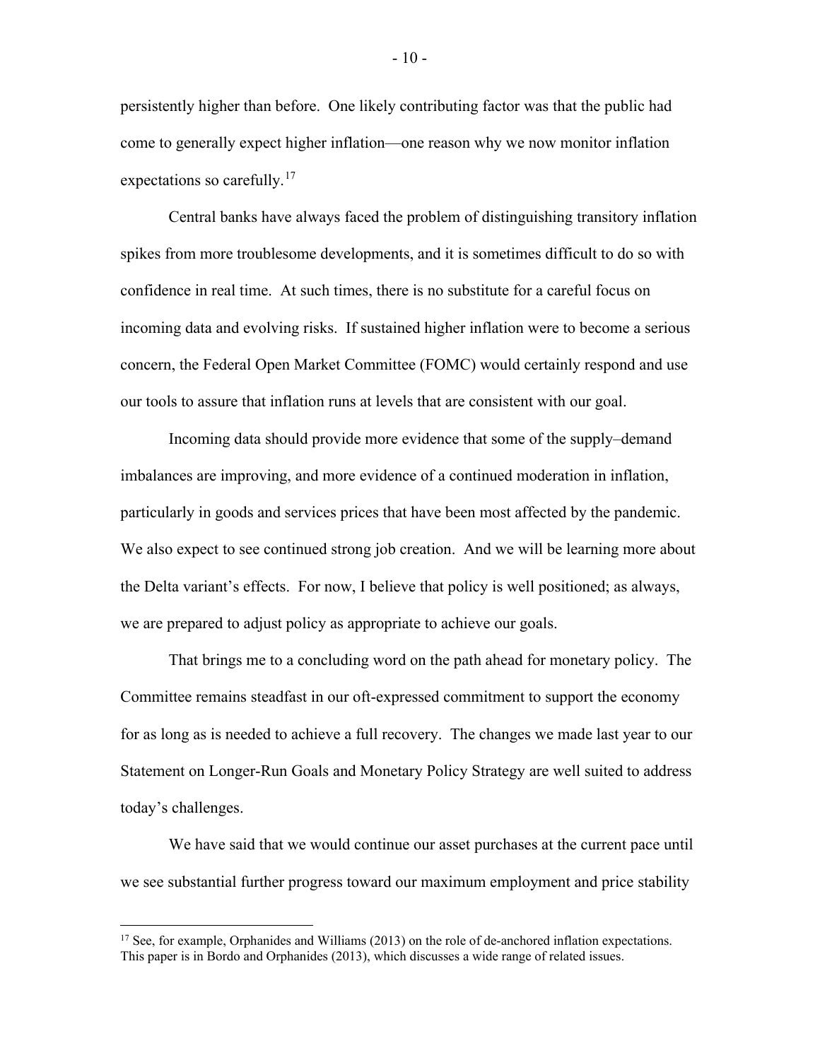persistently higher than before. One likely contributing factor was that the public had come to generally expect higher inflation—one reason why we now monitor inflation expectations so carefully.[17]

Central banks have always faced the problem of distinguishing transitory inflation spikes from more troublesome developments, and it is sometimes difficult to do so with confidence in real time. At such times, there is no substitute for a careful focus on incoming data and evolving risks. If sustained higher inflation were to become a serious concern, the Federal Open Market Committee (FOMC) would certainly respond and use our tools to assure that inflation runs at levels that are consistent with our goal.

Incoming data should provide more evidence that some of the supply–demand imbalances are improving, and more evidence of a continued moderation in inflation, particularly in goods and services prices that have been most affected by the pandemic. We also expect to see continued strong job creation. And we will be learning more about the Delta variant's effects. For now, I believe that policy is well positioned; as always, we are prepared to adjust policy as appropriate to achieve our goals.

That brings me to a concluding word on the path ahead for monetary policy. The Committee remains steadfast in our oft-expressed commitment to support the economy for as long as is needed to achieve a full recovery. The changes we made last year to our Statement on Longer-Run Goals and Monetary Policy Strategy are well suited to address today's challenges.

We have said that we would continue our asset purchases at the current pace until we see substantial further progress toward our maximum employment and price stability

[17] See, for example, Orphanides and Williams (2013) on the role of de-anchored inflation expectations. This paper is in Bordo and Orphanides (2013), which discusses a wide range of related issues.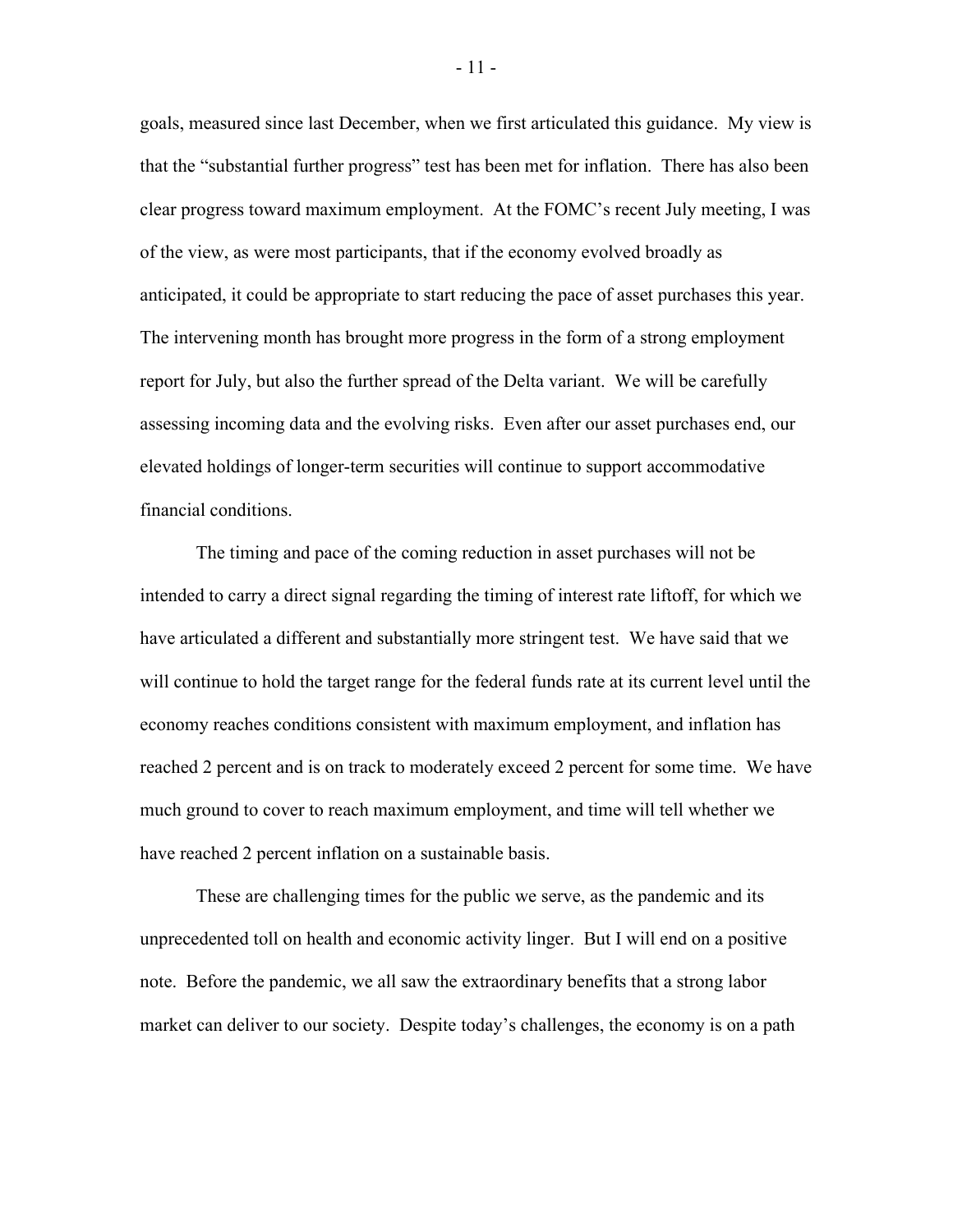goals, measured since last December, when we first articulated this guidance. My view is that the "substantial further progress" test has been met for inflation. There has also been clear progress toward maximum employment. At the FOMC's recent July meeting, I was of the view, as were most participants, that if the economy evolved broadly as anticipated, it could be appropriate to start reducing the pace of asset purchases this year. The intervening month has brought more progress in the form of a strong employment report for July, but also the further spread of the Delta variant. We will be carefully assessing incoming data and the evolving risks. Even after our asset purchases end, our elevated holdings of longer-term securities will continue to support accommodative financial conditions.

The timing and pace of the coming reduction in asset purchases will not be intended to carry a direct signal regarding the timing of interest rate liftoff, for which we have articulated a different and substantially more stringent test. We have said that we will continue to hold the target range for the federal funds rate at its current level until the economy reaches conditions consistent with maximum employment, and inflation has reached 2 percent and is on track to moderately exceed 2 percent for some time. We have much ground to cover to reach maximum employment, and time will tell whether we have reached 2 percent inflation on a sustainable basis.

These are challenging times for the public we serve, as the pandemic and its unprecedented toll on health and economic activity linger. But I will end on a positive note. Before the pandemic, we all saw the extraordinary benefits that a strong labor market can deliver to our society. Despite today's challenges, the economy is on a path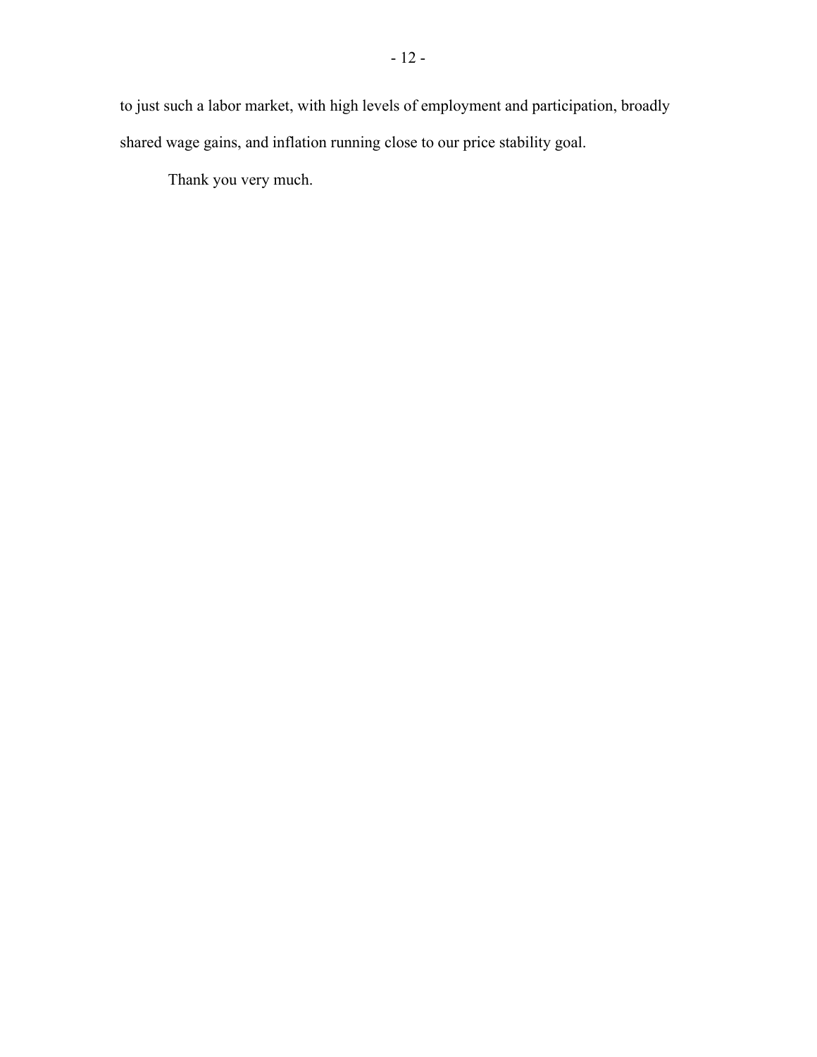to just such a labor market, with high levels of employment and participation, broadly shared wage gains, and inflation running close to our price stability goal.

Thank you very much.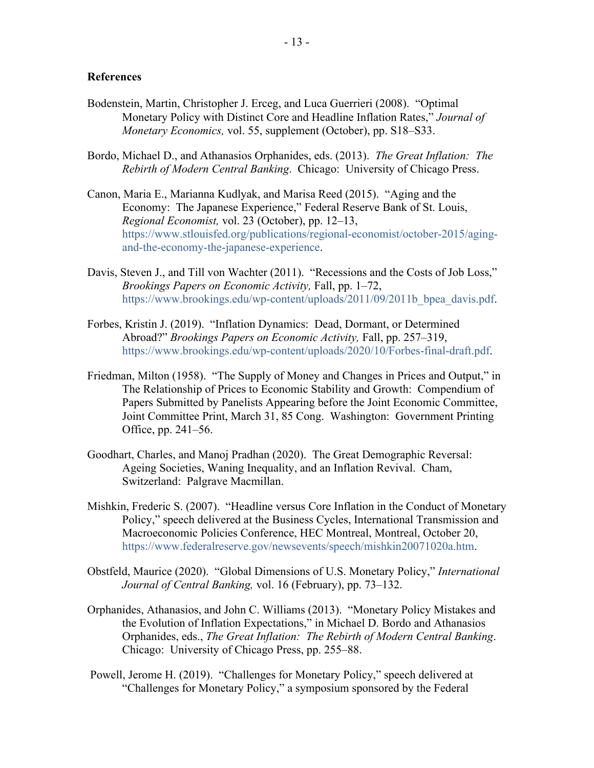**References**

Bodenstein, Martin, Christopher J. Erceg, and Luca Guerrieri (2008). "Optimal Monetary Policy with Distinct Core and Headline Inflation Rates," *Journal of Monetary Economics,* vol. 55, supplement (October), pp. S18–S33.

Bordo, Michael D., and Athanasios Orphanides, eds. (2013). *The Great Inflation: The Rebirth of Modern Central Banking*. Chicago: University of Chicago Press.

Canon, Maria E., Marianna Kudlyak, and Marisa Reed (2015). "Aging and the Economy: The Japanese Experience," Federal Reserve Bank of St. Louis, *Regional Economist,* vol. 23 (October), pp. 12–13, https://www.stlouisfed.org/publications/regional-economist/october-2015/aging-and-the-economy-the-japanese-experience.

Davis, Steven J., and Till von Wachter (2011). "Recessions and the Costs of Job Loss," *Brookings Papers on Economic Activity,* Fall, pp. 1–72, https://www.brookings.edu/wp-content/uploads/2011/09/2011b_bpea_davis.pdf.

Forbes, Kristin J. (2019). "Inflation Dynamics: Dead, Dormant, or Determined Abroad?" *Brookings Papers on Economic Activity,* Fall, pp. 257–319, https://www.brookings.edu/wp-content/uploads/2020/10/Forbes-final-draft.pdf.

Friedman, Milton (1958). "The Supply of Money and Changes in Prices and Output," in The Relationship of Prices to Economic Stability and Growth: Compendium of Papers Submitted by Panelists Appearing before the Joint Economic Committee, Joint Committee Print, March 31, 85 Cong. Washington: Government Printing Office, pp. 241–56.

Goodhart, Charles, and Manoj Pradhan (2020). The Great Demographic Reversal: Ageing Societies, Waning Inequality, and an Inflation Revival. Cham, Switzerland: Palgrave Macmillan.

Mishkin, Frederic S. (2007). "Headline versus Core Inflation in the Conduct of Monetary Policy," speech delivered at the Business Cycles, International Transmission and Macroeconomic Policies Conference, HEC Montreal, Montreal, October 20, https://www.federalreserve.gov/newsevents/speech/mishkin20071020a.htm.

Obstfeld, Maurice (2020). "Global Dimensions of U.S. Monetary Policy," *International Journal of Central Banking,* vol. 16 (February), pp. 73–132.

Orphanides, Athanasios, and John C. Williams (2013). "Monetary Policy Mistakes and the Evolution of Inflation Expectations," in Michael D. Bordo and Athanasios Orphanides, eds., *The Great Inflation: The Rebirth of Modern Central Banking*. Chicago: University of Chicago Press, pp. 255–88.

Powell, Jerome H. (2019). "Challenges for Monetary Policy," speech delivered at "Challenges for Monetary Policy," a symposium sponsored by the Federal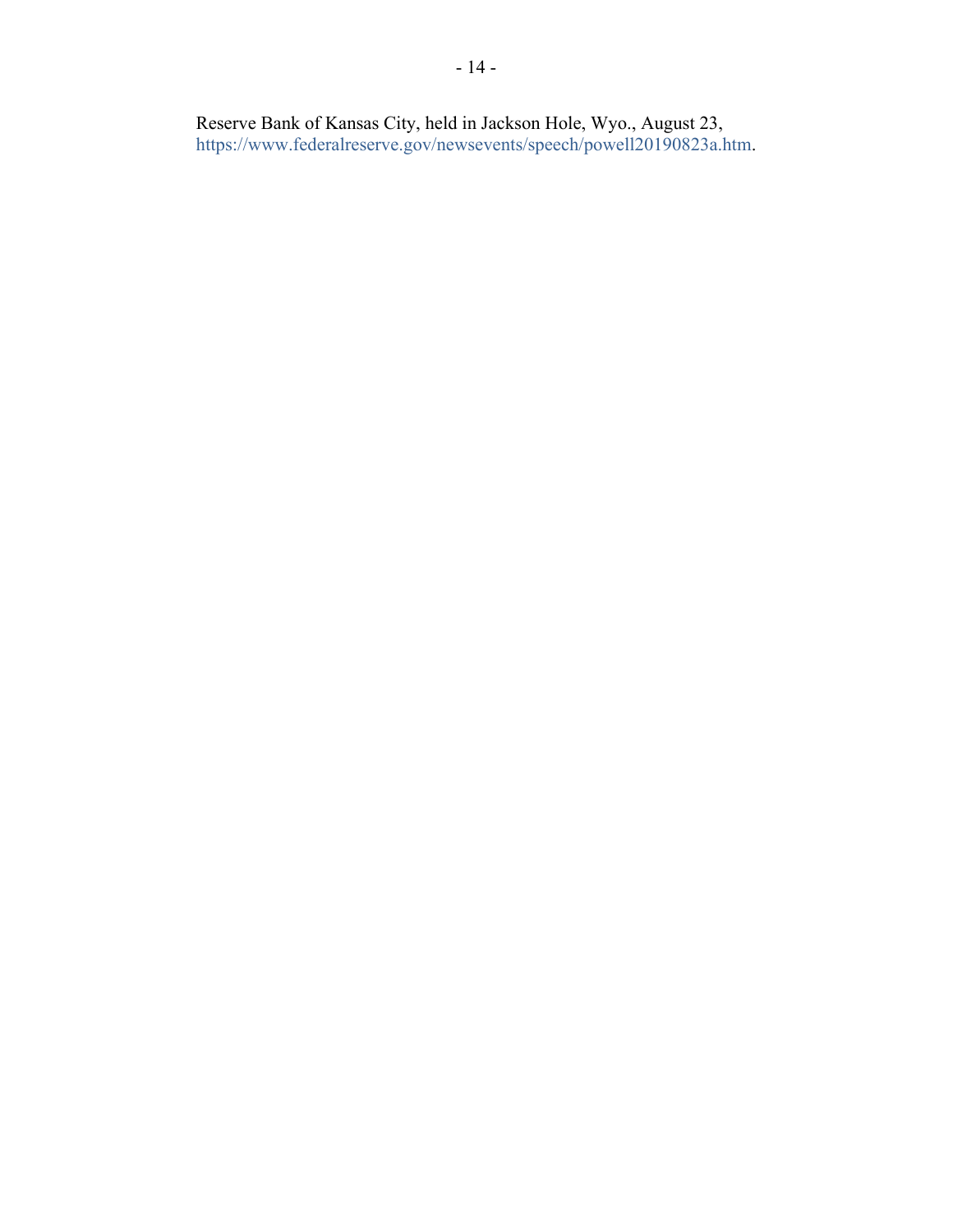Reserve Bank of Kansas City, held in Jackson Hole, Wyo., August 23, https://www.federalreserve.gov/newsevents/speech/powell20190823a.htm.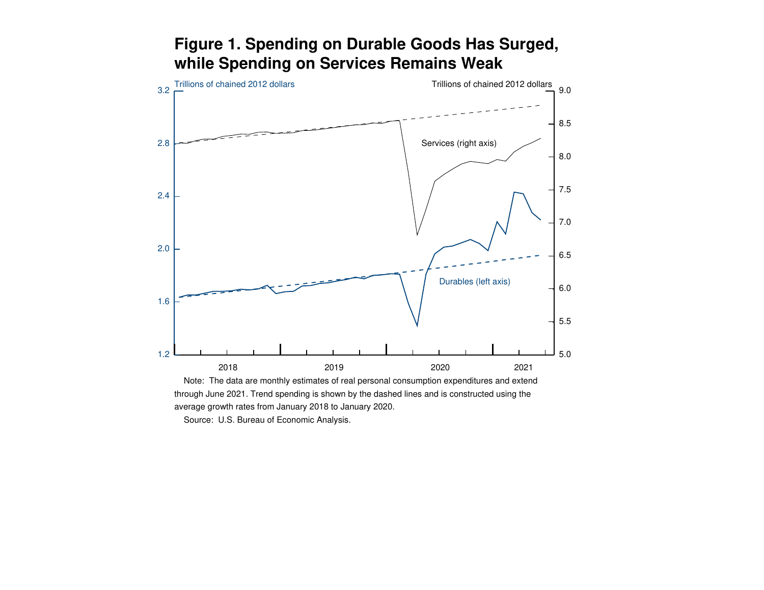## Figure 1. Spending on Durable Goods Has Surged, while Spending on Services Remains Weak

Note: The data are monthly estimates of real personal consumption expenditures and extend through June 2021. Trend spending is shown by the dashed lines and is constructed using the average growth rates from January 2018 to January 2020.

Source: U.S. Bureau of Economic Analysis.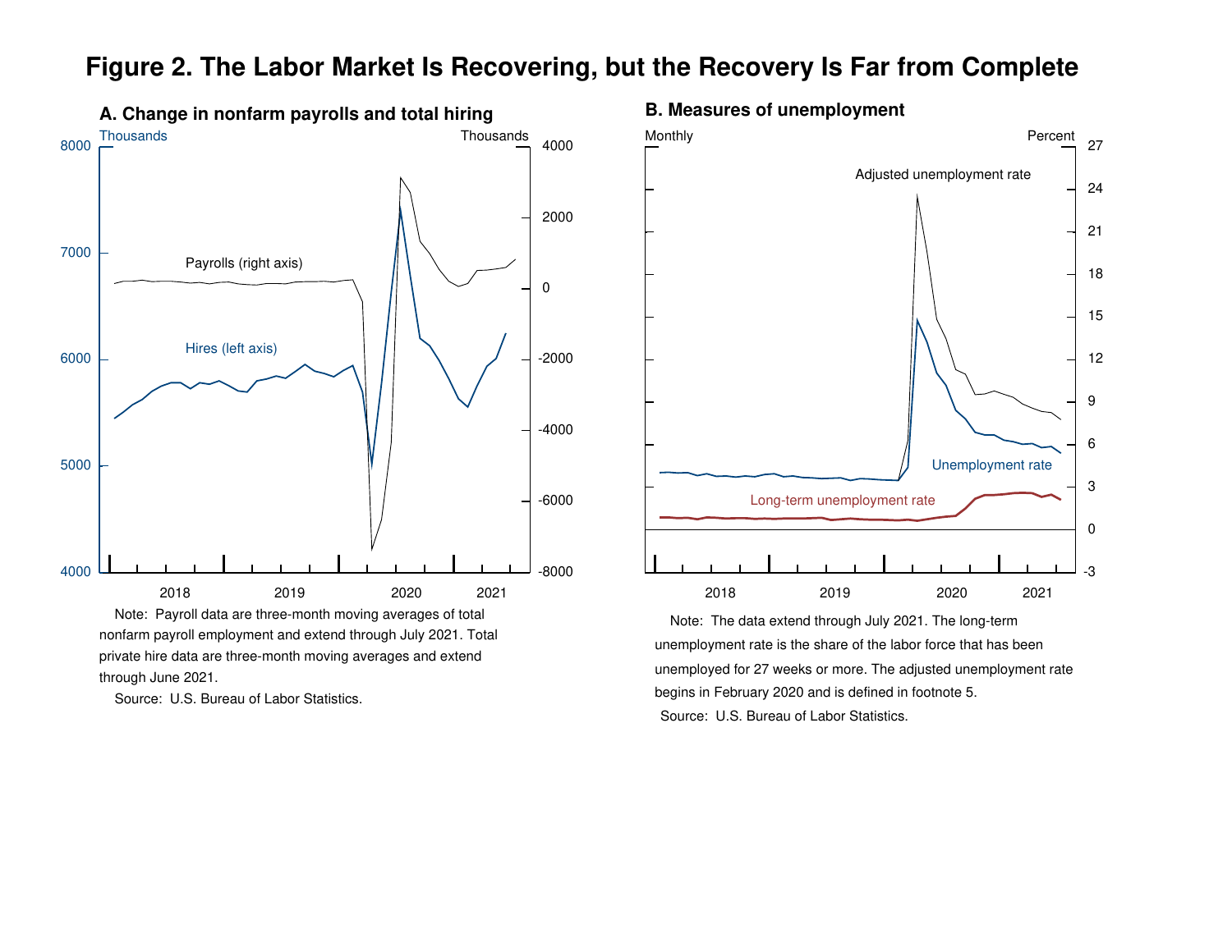# Figure 2. The Labor Market Is Recovering, but the Recovery Is Far from Complete

## A. Change in nonfarm payrolls and total hiring

Thousands | Thousands

Payrolls (right axis)

Hires (left axis)

Note: Payroll data are three-month moving averages of total nonfarm payroll employment and extend through July 2021. Total private hire data are three-month moving averages and extend through June 2021.

Source: U.S. Bureau of Labor Statistics.

## B. Measures of unemployment

Monthly | Percent

Adjusted unemployment rate

Unemployment rate

Long-term unemployment rate

Note: The data extend through July 2021. The long-term unemployment rate is the share of the labor force that has been unemployed for 27 weeks or more. The adjusted unemployment rate begins in February 2020 and is defined in footnote 5.

Source: U.S. Bureau of Labor Statistics.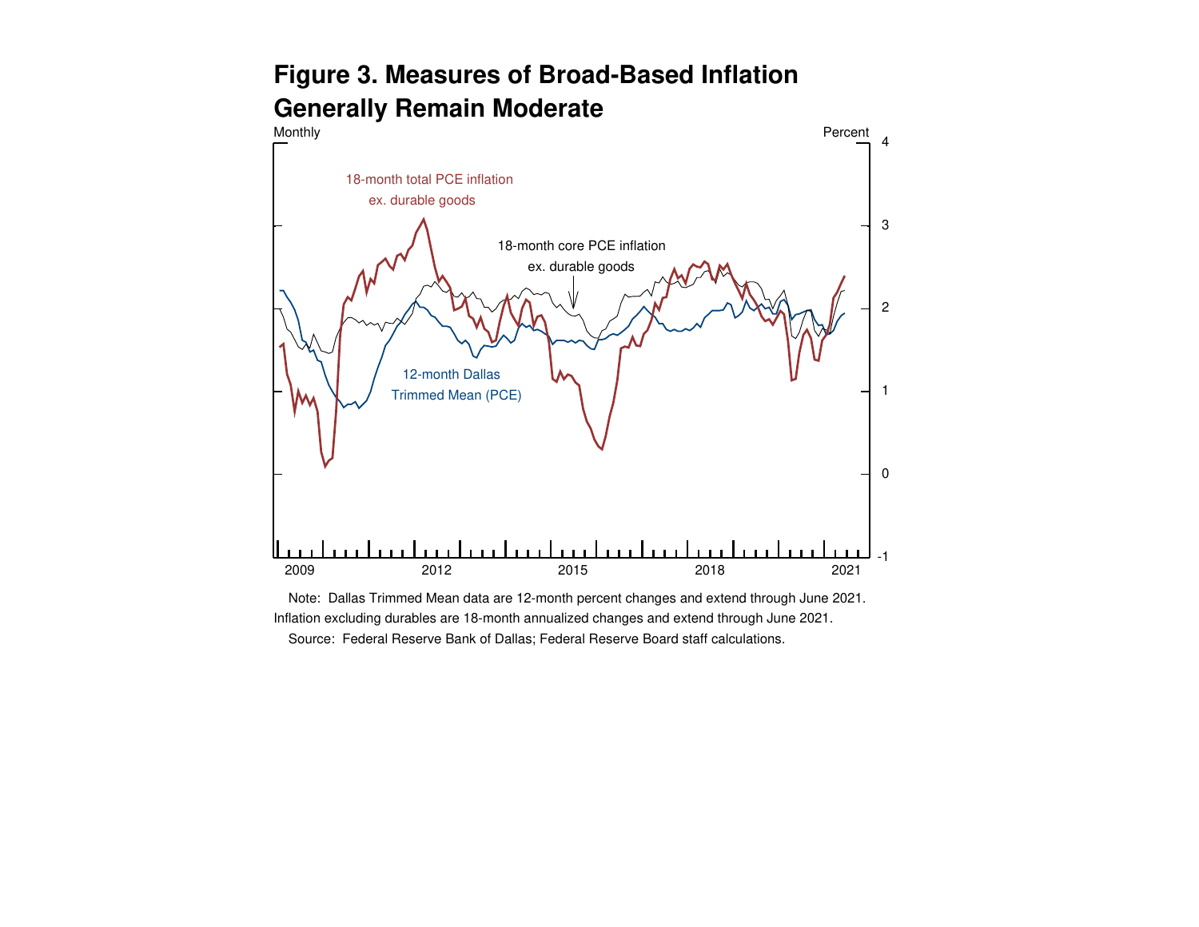## Figure 3. Measures of Broad-Based Inflation Generally Remain Moderate

Monthly

Percent

18-month total PCE inflation ex. durable goods

18-month core PCE inflation ex. durable goods

12-month Dallas Trimmed Mean (PCE)

Note: Dallas Trimmed Mean data are 12-month percent changes and extend through June 2021. Inflation excluding durables are 18-month annualized changes and extend through June 2021.

Source: Federal Reserve Bank of Dallas; Federal Reserve Board staff calculations.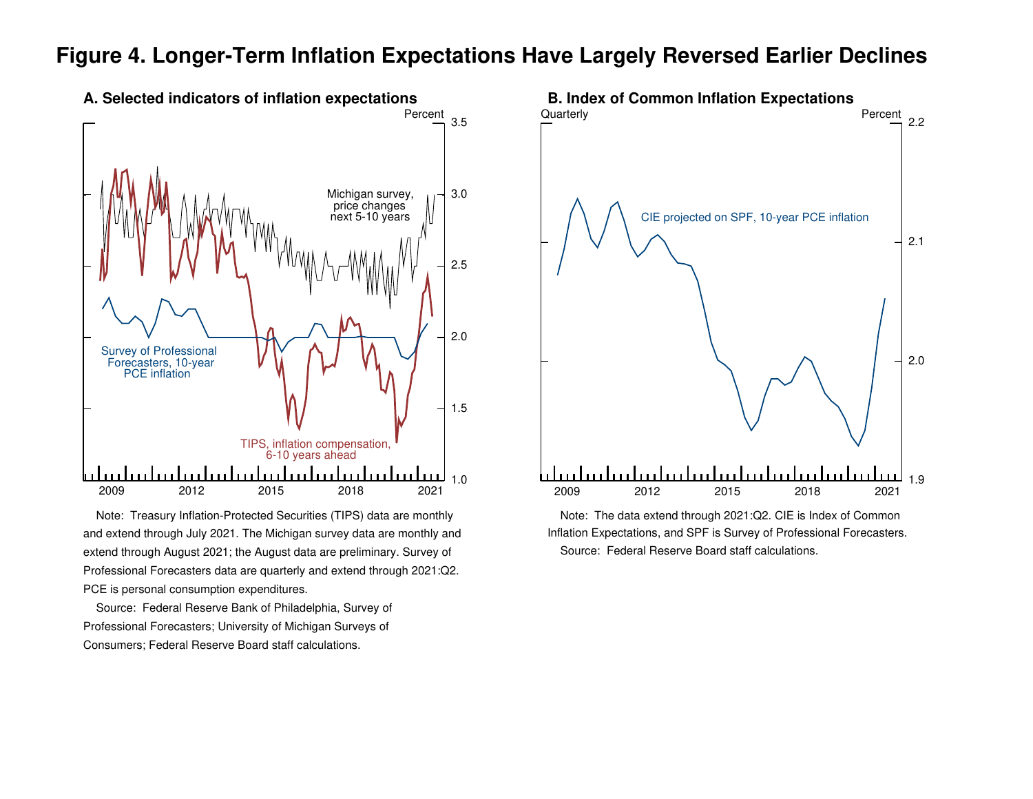# Figure 4. Longer-Term Inflation Expectations Have Largely Reversed Earlier Declines

## A. Selected indicators of inflation expectations

Percent

3.5

3.0

2.5

2.0

1.5

1.0

Michigan survey, price changes next 5-10 years

Survey of Professional Forecasters, 10-year PCE inflation

TIPS, inflation compensation, 6-10 years ahead

2009 2012 2015 2018 2021

Note: Treasury Inflation-Protected Securities (TIPS) data are monthly and extend through July 2021. The Michigan survey data are monthly and extend through August 2021; the August data are preliminary. Survey of Professional Forecasters data are quarterly and extend through 2021:Q2. PCE is personal consumption expenditures.

Source: Federal Reserve Bank of Philadelphia, Survey of Professional Forecasters; University of Michigan Surveys of Consumers; Federal Reserve Board staff calculations.

## B. Index of Common Inflation Expectations

Quarterly

Percent

2.2

2.1

2.0

1.9

CIE projected on SPF, 10-year PCE inflation

2009 2012 2015 2018 2021

Note: The data extend through 2021:Q2. CIE is Index of Common Inflation Expectations, and SPF is Survey of Professional Forecasters.

Source: Federal Reserve Board staff calculations.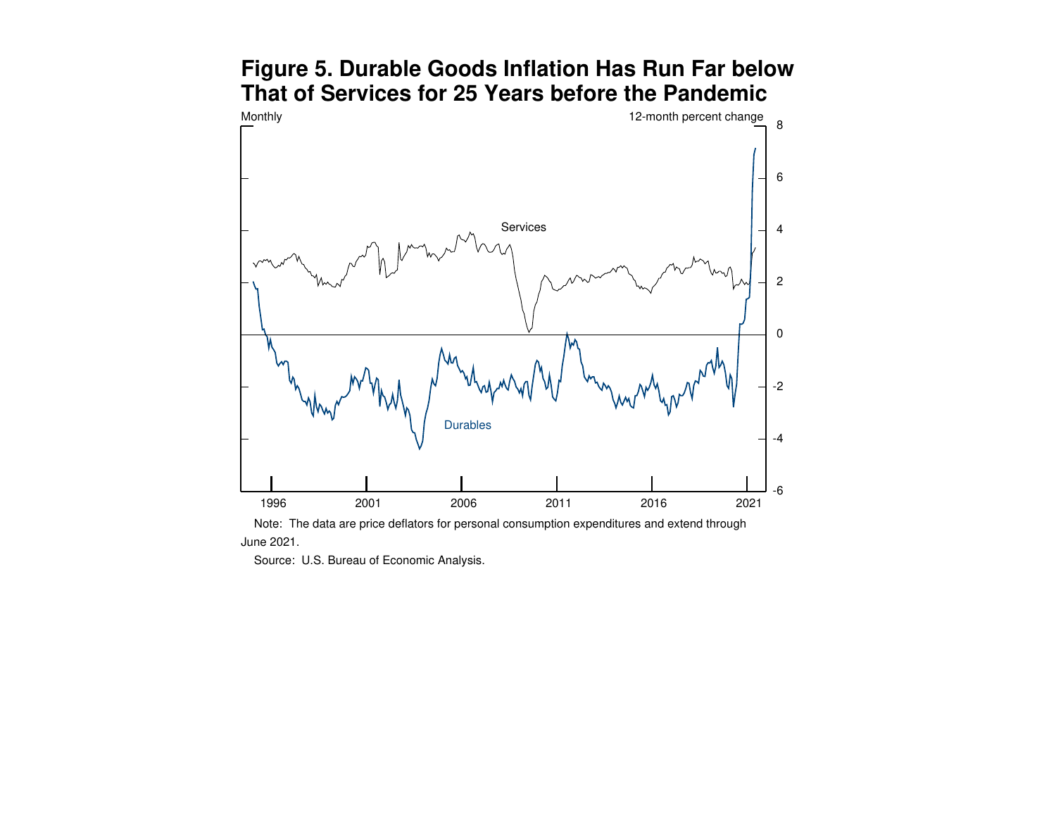## Figure 5. Durable Goods Inflation Has Run Far below That of Services for 25 Years before the Pandemic

Monthly

12-month percent change

Services

Durables

Note: The data are price deflators for personal consumption expenditures and extend through June 2021.

Source: U.S. Bureau of Economic Analysis.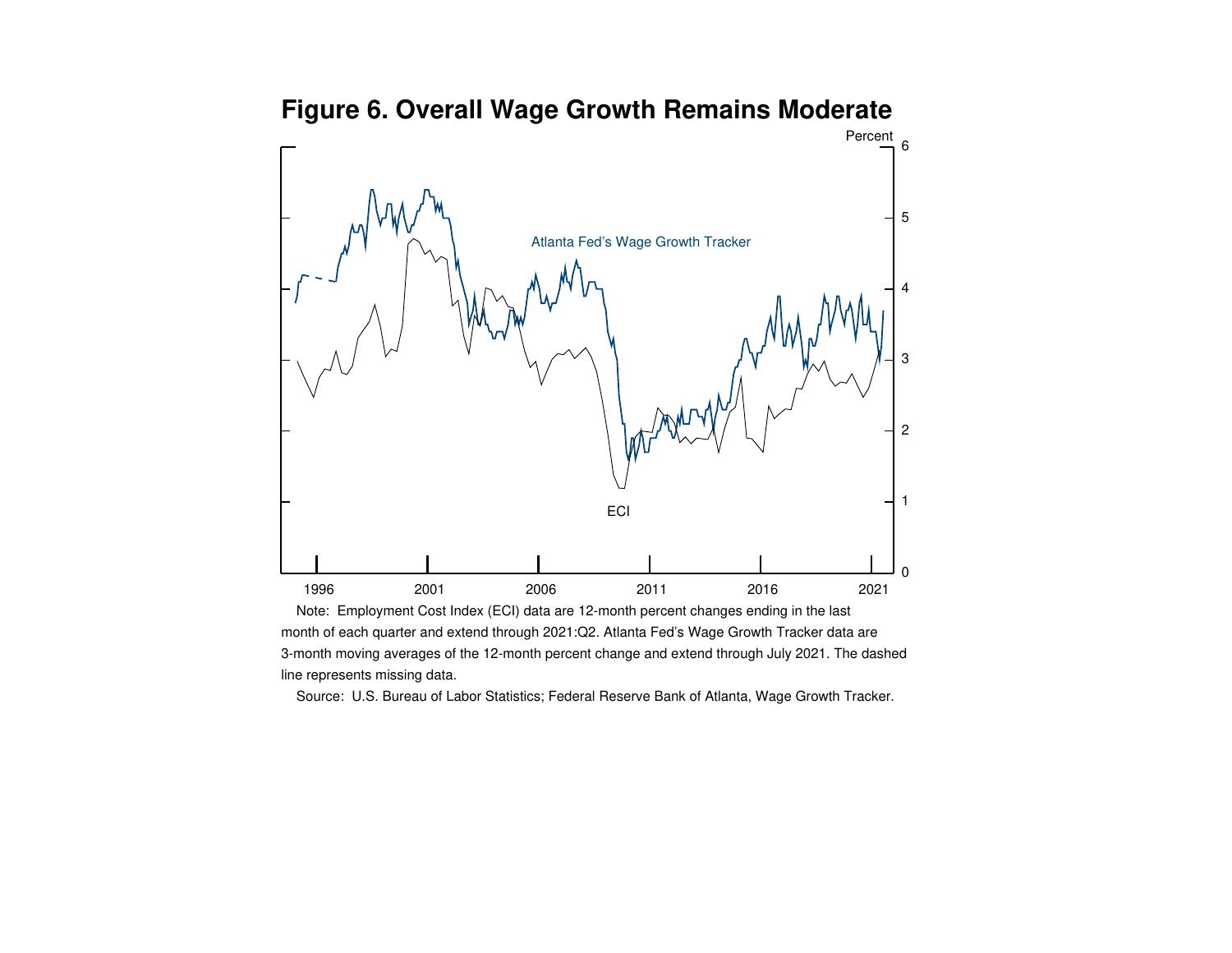## Figure 6. Overall Wage Growth Remains Moderate

Note: Employment Cost Index (ECI) data are 12-month percent changes ending in the last month of each quarter and extend through 2021:Q2. Atlanta Fed's Wage Growth Tracker data are 3-month moving averages of the 12-month percent change and extend through July 2021. The dashed line represents missing data.

Source: U.S. Bureau of Labor Statistics; Federal Reserve Bank of Atlanta, Wage Growth Tracker.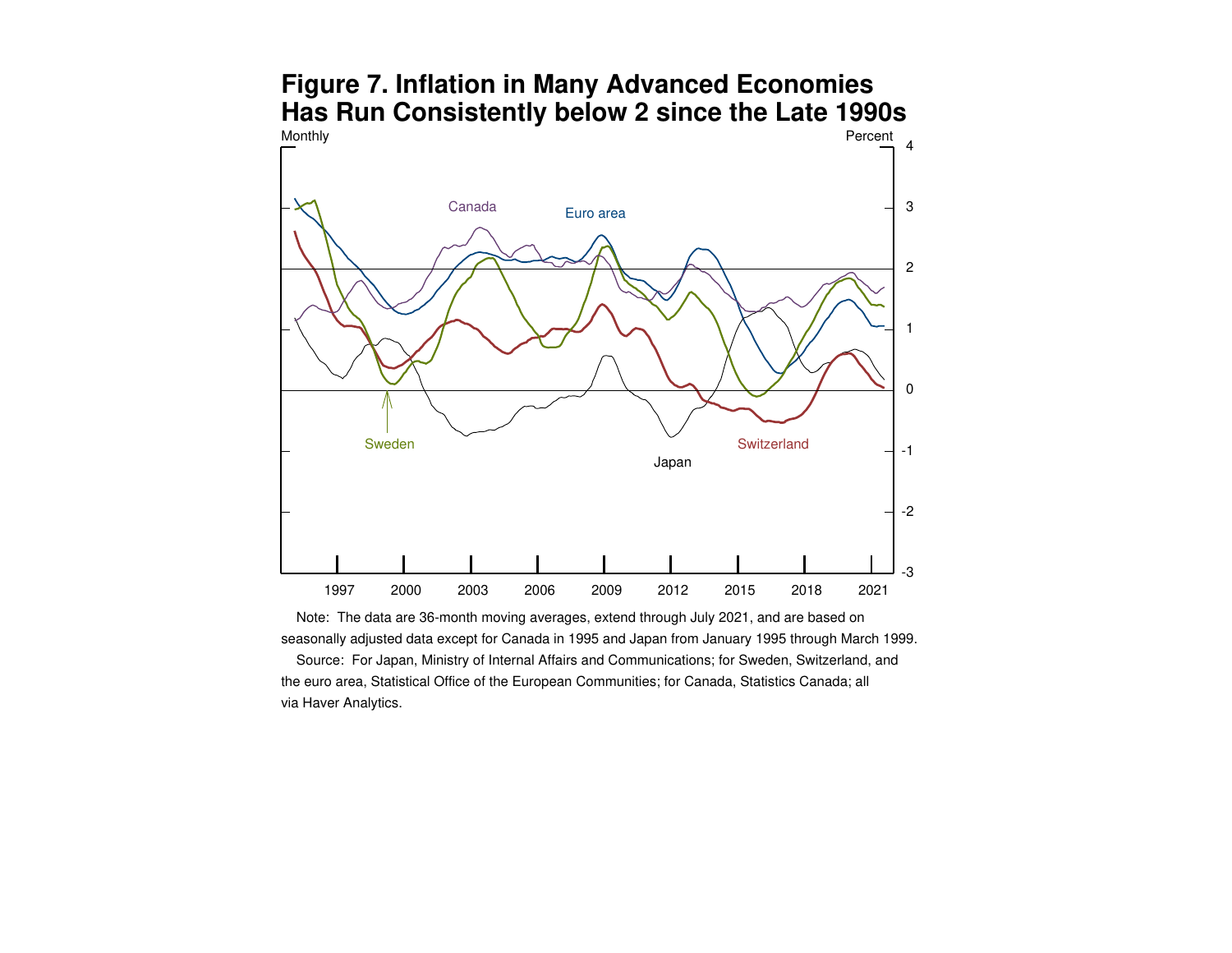# Figure 7. Inflation in Many Advanced Economies Has Run Consistently below 2 since the Late 1990s

Monthly

Percent

4
3
2
1
0
-1
-2
-3

Canada

Euro area

Sweden

Japan

Switzerland

1997
2000
2003
2006
2009
2012
2015
2018
2021

Note: The data are 36-month moving averages, extend through July 2021, and are based on seasonally adjusted data except for Canada in 1995 and Japan from January 1995 through March 1999.

Source: For Japan, Ministry of Internal Affairs and Communications; for Sweden, Switzerland, and the euro area, Statistical Office of the European Communities; for Canada, Statistics Canada; all via Haver Analytics.